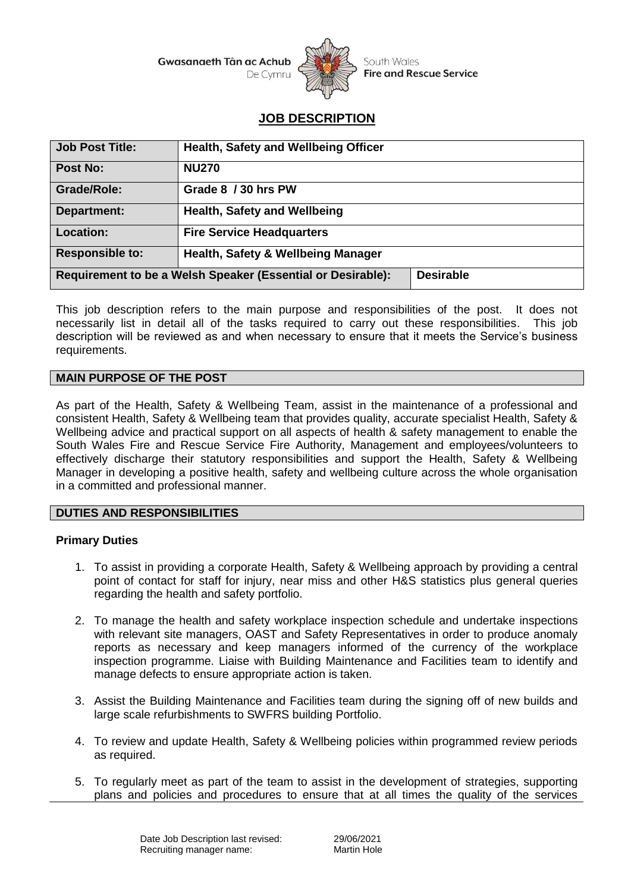Gwasanaeth Tân ac Achub De Cymru — South Wales Fire and Rescue Service

# JOB DESCRIPTION

| Job Post Title: | Health, Safety and Wellbeing Officer | |
|---|---|---|
| Post No: | NU270 | |
| Grade/Role: | Grade 8 / 30 hrs PW | |
| Department: | Health, Safety and Wellbeing | |
| Location: | Fire Service Headquarters | |
| Responsible to: | Health, Safety & Wellbeing Manager | |
| Requirement to be a Welsh Speaker (Essential or Desirable): | | Desirable |

This job description refers to the main purpose and responsibilities of the post. It does not necessarily list in detail all of the tasks required to carry out these responsibilities. This job description will be reviewed as and when necessary to ensure that it meets the Service's business requirements.

## MAIN PURPOSE OF THE POST

As part of the Health, Safety & Wellbeing Team, assist in the maintenance of a professional and consistent Health, Safety & Wellbeing team that provides quality, accurate specialist Health, Safety & Wellbeing advice and practical support on all aspects of health & safety management to enable the South Wales Fire and Rescue Service Fire Authority, Management and employees/volunteers to effectively discharge their statutory responsibilities and support the Health, Safety & Wellbeing Manager in developing a positive health, safety and wellbeing culture across the whole organisation in a committed and professional manner.

## DUTIES AND RESPONSIBILITIES

### Primary Duties

1. To assist in providing a corporate Health, Safety & Wellbeing approach by providing a central point of contact for staff for injury, near miss and other H&S statistics plus general queries regarding the health and safety portfolio.

2. To manage the health and safety workplace inspection schedule and undertake inspections with relevant site managers, OAST and Safety Representatives in order to produce anomaly reports as necessary and keep managers informed of the currency of the workplace inspection programme. Liaise with Building Maintenance and Facilities team to identify and manage defects to ensure appropriate action is taken.

3. Assist the Building Maintenance and Facilities team during the signing off of new builds and large scale refurbishments to SWFRS building Portfolio.

4. To review and update Health, Safety & Wellbeing policies within programmed review periods as required.

5. To regularly meet as part of the team to assist in the development of strategies, supporting plans and policies and procedures to ensure that at all times the quality of the services

Date Job Description last revised: 29/06/2021
Recruiting manager name: Martin Hole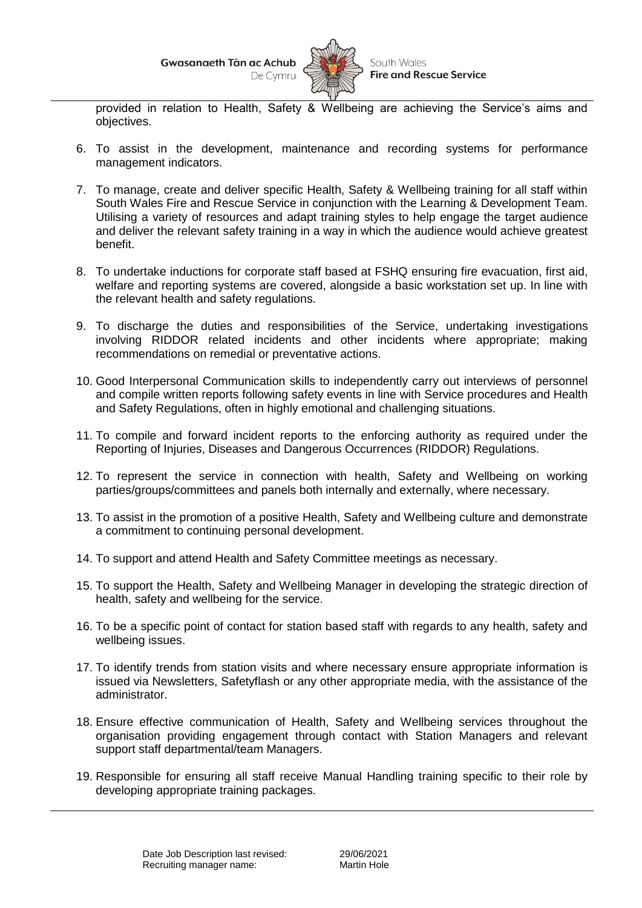provided in relation to Health, Safety & Wellbeing are achieving the Service's aims and objectives.

6. To assist in the development, maintenance and recording systems for performance management indicators.

7. To manage, create and deliver specific Health, Safety & Wellbeing training for all staff within South Wales Fire and Rescue Service in conjunction with the Learning & Development Team. Utilising a variety of resources and adapt training styles to help engage the target audience and deliver the relevant safety training in a way in which the audience would achieve greatest benefit.

8. To undertake inductions for corporate staff based at FSHQ ensuring fire evacuation, first aid, welfare and reporting systems are covered, alongside a basic workstation set up. In line with the relevant health and safety regulations.

9. To discharge the duties and responsibilities of the Service, undertaking investigations involving RIDDOR related incidents and other incidents where appropriate; making recommendations on remedial or preventative actions.

10. Good Interpersonal Communication skills to independently carry out interviews of personnel and compile written reports following safety events in line with Service procedures and Health and Safety Regulations, often in highly emotional and challenging situations.

11. To compile and forward incident reports to the enforcing authority as required under the Reporting of Injuries, Diseases and Dangerous Occurrences (RIDDOR) Regulations.

12. To represent the service in connection with health, Safety and Wellbeing on working parties/groups/committees and panels both internally and externally, where necessary.

13. To assist in the promotion of a positive Health, Safety and Wellbeing culture and demonstrate a commitment to continuing personal development.

14. To support and attend Health and Safety Committee meetings as necessary.

15. To support the Health, Safety and Wellbeing Manager in developing the strategic direction of health, safety and wellbeing for the service.

16. To be a specific point of contact for station based staff with regards to any health, safety and wellbeing issues.

17. To identify trends from station visits and where necessary ensure appropriate information is issued via Newsletters, Safetyflash or any other appropriate media, with the assistance of the administrator.

18. Ensure effective communication of Health, Safety and Wellbeing services throughout the organisation providing engagement through contact with Station Managers and relevant support staff departmental/team Managers.

19. Responsible for ensuring all staff receive Manual Handling training specific to their role by developing appropriate training packages.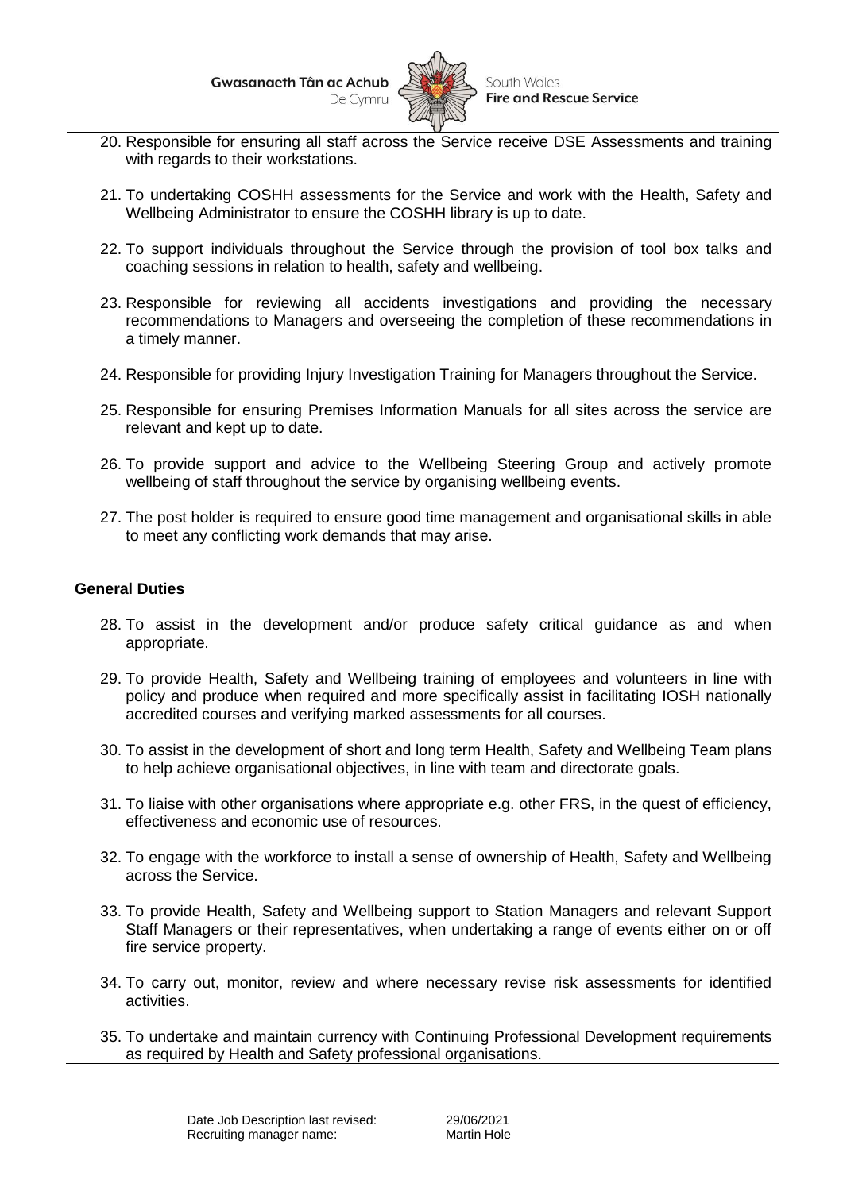20. Responsible for ensuring all staff across the Service receive DSE Assessments and training with regards to their workstations.

21. To undertaking COSHH assessments for the Service and work with the Health, Safety and Wellbeing Administrator to ensure the COSHH library is up to date.

22. To support individuals throughout the Service through the provision of tool box talks and coaching sessions in relation to health, safety and wellbeing.

23. Responsible for reviewing all accidents investigations and providing the necessary recommendations to Managers and overseeing the completion of these recommendations in a timely manner.

24. Responsible for providing Injury Investigation Training for Managers throughout the Service.

25. Responsible for ensuring Premises Information Manuals for all sites across the service are relevant and kept up to date.

26. To provide support and advice to the Wellbeing Steering Group and actively promote wellbeing of staff throughout the service by organising wellbeing events.

27. The post holder is required to ensure good time management and organisational skills in able to meet any conflicting work demands that may arise.

**General Duties**

28. To assist in the development and/or produce safety critical guidance as and when appropriate.

29. To provide Health, Safety and Wellbeing training of employees and volunteers in line with policy and produce when required and more specifically assist in facilitating IOSH nationally accredited courses and verifying marked assessments for all courses.

30. To assist in the development of short and long term Health, Safety and Wellbeing Team plans to help achieve organisational objectives, in line with team and directorate goals.

31. To liaise with other organisations where appropriate e.g. other FRS, in the quest of efficiency, effectiveness and economic use of resources.

32. To engage with the workforce to install a sense of ownership of Health, Safety and Wellbeing across the Service.

33. To provide Health, Safety and Wellbeing support to Station Managers and relevant Support Staff Managers or their representatives, when undertaking a range of events either on or off fire service property.

34. To carry out, monitor, review and where necessary revise risk assessments for identified activities.

35. To undertake and maintain currency with Continuing Professional Development requirements as required by Health and Safety professional organisations.

Date Job Description last revised: 29/06/2021
Recruiting manager name: Martin Hole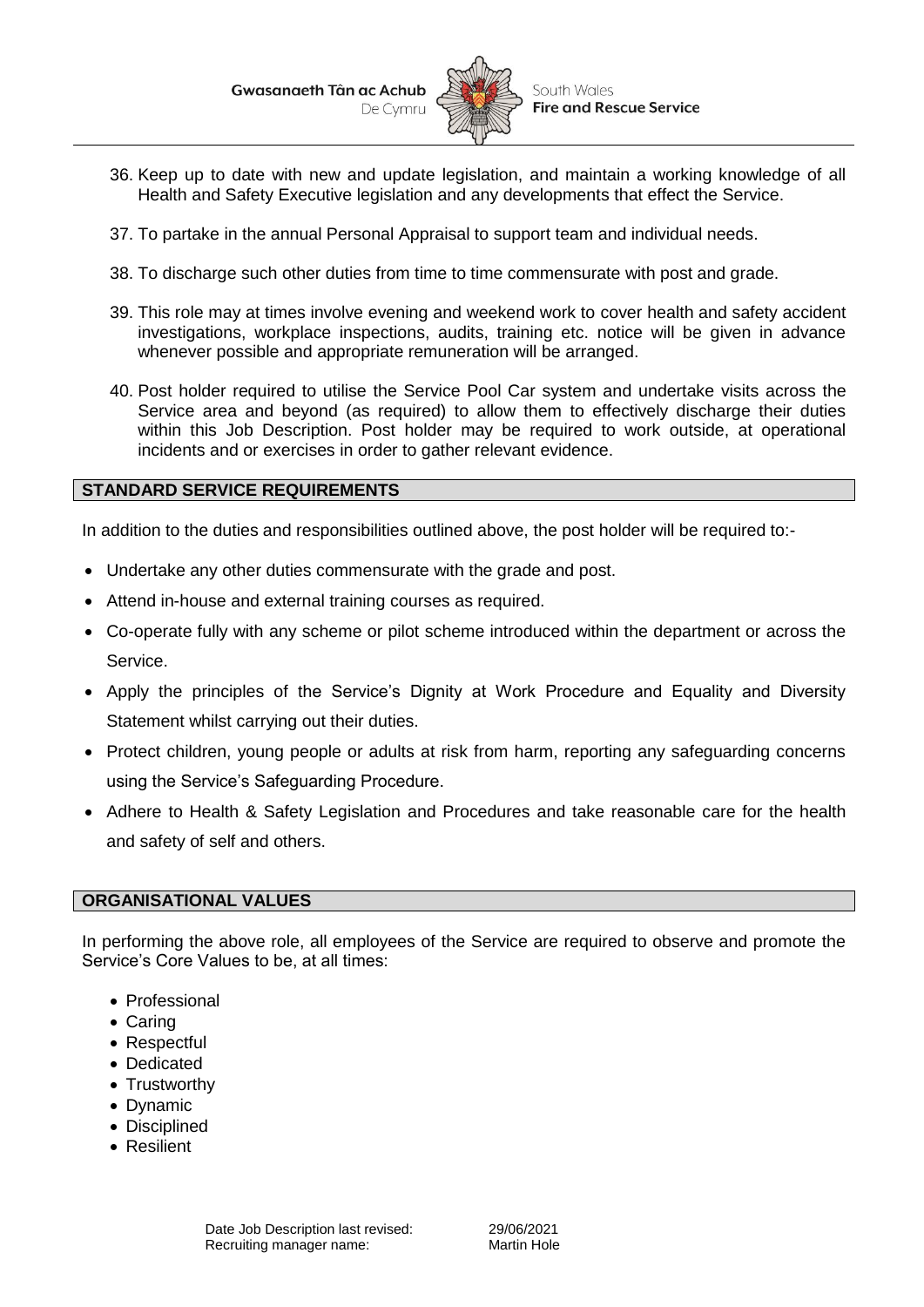36. Keep up to date with new and update legislation, and maintain a working knowledge of all Health and Safety Executive legislation and any developments that effect the Service.

37. To partake in the annual Personal Appraisal to support team and individual needs.

38. To discharge such other duties from time to time commensurate with post and grade.

39. This role may at times involve evening and weekend work to cover health and safety accident investigations, workplace inspections, audits, training etc. notice will be given in advance whenever possible and appropriate remuneration will be arranged.

40. Post holder required to utilise the Service Pool Car system and undertake visits across the Service area and beyond (as required) to allow them to effectively discharge their duties within this Job Description. Post holder may be required to work outside, at operational incidents and or exercises in order to gather relevant evidence.

## STANDARD SERVICE REQUIREMENTS

In addition to the duties and responsibilities outlined above, the post holder will be required to:-

- Undertake any other duties commensurate with the grade and post.
- Attend in-house and external training courses as required.
- Co-operate fully with any scheme or pilot scheme introduced within the department or across the Service.
- Apply the principles of the Service's Dignity at Work Procedure and Equality and Diversity Statement whilst carrying out their duties.
- Protect children, young people or adults at risk from harm, reporting any safeguarding concerns using the Service's Safeguarding Procedure.
- Adhere to Health & Safety Legislation and Procedures and take reasonable care for the health and safety of self and others.

## ORGANISATIONAL VALUES

In performing the above role, all employees of the Service are required to observe and promote the Service's Core Values to be, at all times:

- Professional
- Caring
- Respectful
- Dedicated
- Trustworthy
- Dynamic
- Disciplined
- Resilient

Date Job Description last revised: 29/06/2021
Recruiting manager name: Martin Hole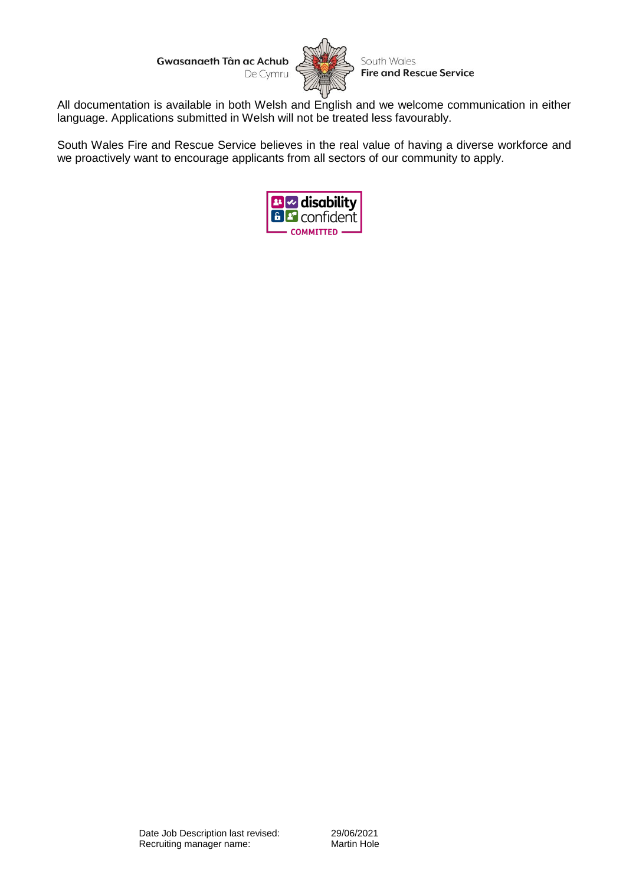Gwasanaeth Tân ac Achub De Cymru

South Wales Fire and Rescue Service

All documentation is available in both Welsh and English and we welcome communication in either language. Applications submitted in Welsh will not be treated less favourably.

South Wales Fire and Rescue Service believes in the real value of having a diverse workforce and we proactively want to encourage applicants from all sectors of our community to apply.

disability confident COMMITTED

| | |
|---|---|
| Date Job Description last revised: | 29/06/2021 |
| Recruiting manager name: | Martin Hole |